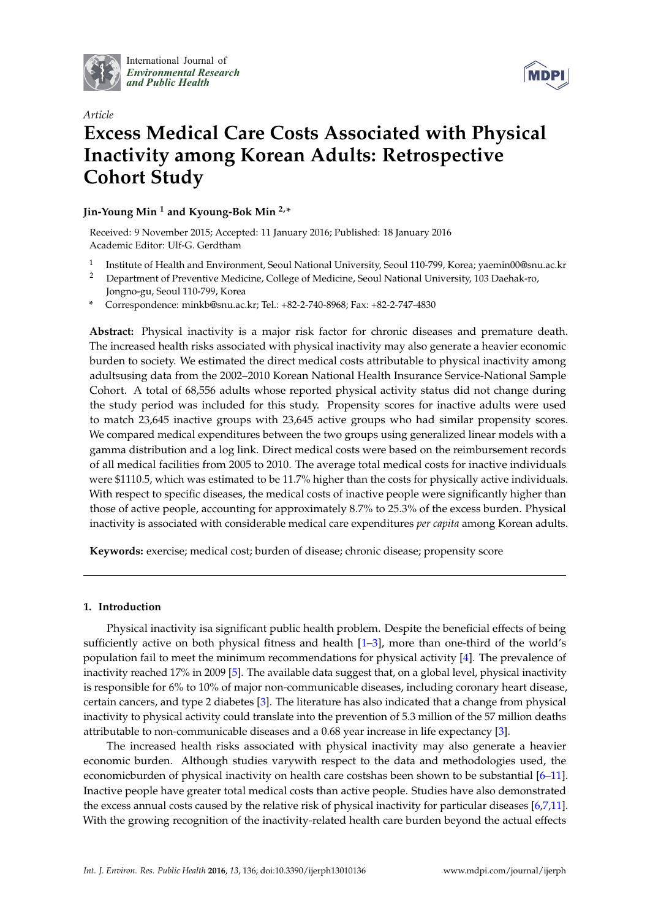International Journal of
*Environmental Research and Public Health*

*Article*

# Excess Medical Care Costs Associated with Physical Inactivity among Korean Adults: Retrospective Cohort Study

**Jin-Young Min [1] and Kyoung-Bok Min [2,*]**

Received: 9 November 2015; Accepted: 11 January 2016; Published: 18 January 2016
Academic Editor: Ulf-G. Gerdtham

[1] Institute of Health and Environment, Seoul National University, Seoul 110-799, Korea; yaemin00@snu.ac.kr
[2] Department of Preventive Medicine, College of Medicine, Seoul National University, 103 Daehak-ro, Jongno-gu, Seoul 110-799, Korea
* Correspondence: minkb@snu.ac.kr; Tel.: +82-2-740-8968; Fax: +82-2-747-4830

**Abstract:** Physical inactivity is a major risk factor for chronic diseases and premature death. The increased health risks associated with physical inactivity may also generate a heavier economic burden to society. We estimated the direct medical costs attributable to physical inactivity among adultsusing data from the 2002–2010 Korean National Health Insurance Service-National Sample Cohort. A total of 68,556 adults whose reported physical activity status did not change during the study period was included for this study. Propensity scores for inactive adults were used to match 23,645 inactive groups with 23,645 active groups who had similar propensity scores. We compared medical expenditures between the two groups using generalized linear models with a gamma distribution and a log link. Direct medical costs were based on the reimbursement records of all medical facilities from 2005 to 2010. The average total medical costs for inactive individuals were $1110.5, which was estimated to be 11.7% higher than the costs for physically active individuals. With respect to specific diseases, the medical costs of inactive people were significantly higher than those of active people, accounting for approximately 8.7% to 25.3% of the excess burden. Physical inactivity is associated with considerable medical care expenditures *per capita* among Korean adults.

**Keywords:** exercise; medical cost; burden of disease; chronic disease; propensity score

## 1. Introduction

Physical inactivity isa significant public health problem. Despite the beneficial effects of being sufficiently active on both physical fitness and health [1–3], more than one-third of the world's population fail to meet the minimum recommendations for physical activity [4]. The prevalence of inactivity reached 17% in 2009 [5]. The available data suggest that, on a global level, physical inactivity is responsible for 6% to 10% of major non-communicable diseases, including coronary heart disease, certain cancers, and type 2 diabetes [3]. The literature has also indicated that a change from physical inactivity to physical activity could translate into the prevention of 5.3 million of the 57 million deaths attributable to non-communicable diseases and a 0.68 year increase in life expectancy [3].

The increased health risks associated with physical inactivity may also generate a heavier economic burden. Although studies varywith respect to the data and methodologies used, the economicburden of physical inactivity on health care costshas been shown to be substantial [6–11]. Inactive people have greater total medical costs than active people. Studies have also demonstrated the excess annual costs caused by the relative risk of physical inactivity for particular diseases [6,7,11]. With the growing recognition of the inactivity-related health care burden beyond the actual effects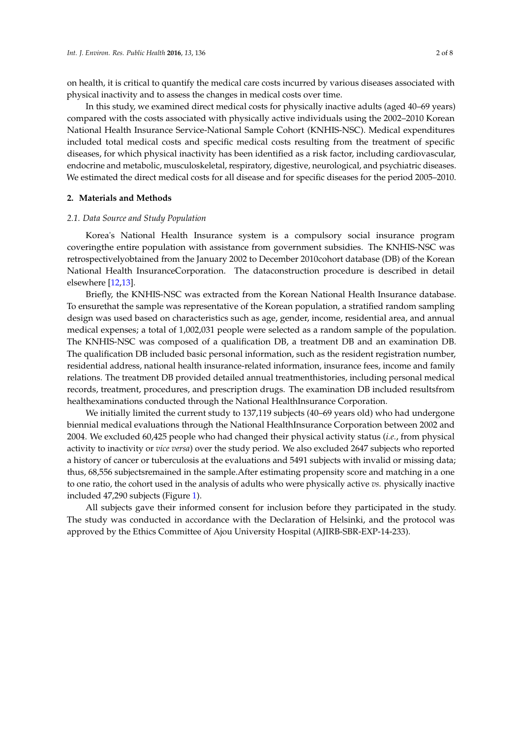on health, it is critical to quantify the medical care costs incurred by various diseases associated with physical inactivity and to assess the changes in medical costs over time.

In this study, we examined direct medical costs for physically inactive adults (aged 40–69 years) compared with the costs associated with physically active individuals using the 2002–2010 Korean National Health Insurance Service-National Sample Cohort (KNHIS-NSC). Medical expenditures included total medical costs and specific medical costs resulting from the treatment of specific diseases, for which physical inactivity has been identified as a risk factor, including cardiovascular, endocrine and metabolic, musculoskeletal, respiratory, digestive, neurological, and psychiatric diseases. We estimated the direct medical costs for all disease and for specific diseases for the period 2005–2010.

## 2. Materials and Methods

### *2.1. Data Source and Study Population*

Korea's National Health Insurance system is a compulsory social insurance program coveringthe entire population with assistance from government subsidies. The KNHIS-NSC was retrospectivelyobtained from the January 2002 to December 2010cohort database (DB) of the Korean National Health InsuranceCorporation. The dataconstruction procedure is described in detail elsewhere [12,13].

Briefly, the KNHIS-NSC was extracted from the Korean National Health Insurance database. To ensurethat the sample was representative of the Korean population, a stratified random sampling design was used based on characteristics such as age, gender, income, residential area, and annual medical expenses; a total of 1,002,031 people were selected as a random sample of the population. The KNHIS-NSC was composed of a qualification DB, a treatment DB and an examination DB. The qualification DB included basic personal information, such as the resident registration number, residential address, national health insurance-related information, insurance fees, income and family relations. The treatment DB provided detailed annual treatmenthistories, including personal medical records, treatment, procedures, and prescription drugs. The examination DB included resultsfrom healthexaminations conducted through the National HealthInsurance Corporation.

We initially limited the current study to 137,119 subjects (40–69 years old) who had undergone biennial medical evaluations through the National HealthInsurance Corporation between 2002 and 2004. We excluded 60,425 people who had changed their physical activity status (*i.e.*, from physical activity to inactivity or *vice versa*) over the study period. We also excluded 2647 subjects who reported a history of cancer or tuberculosis at the evaluations and 5491 subjects with invalid or missing data; thus, 68,556 subjectsremained in the sample.After estimating propensity score and matching in a one to one ratio, the cohort used in the analysis of adults who were physically active *vs.* physically inactive included 47,290 subjects (Figure 1).

All subjects gave their informed consent for inclusion before they participated in the study. The study was conducted in accordance with the Declaration of Helsinki, and the protocol was approved by the Ethics Committee of Ajou University Hospital (AJIRB-SBR-EXP-14-233).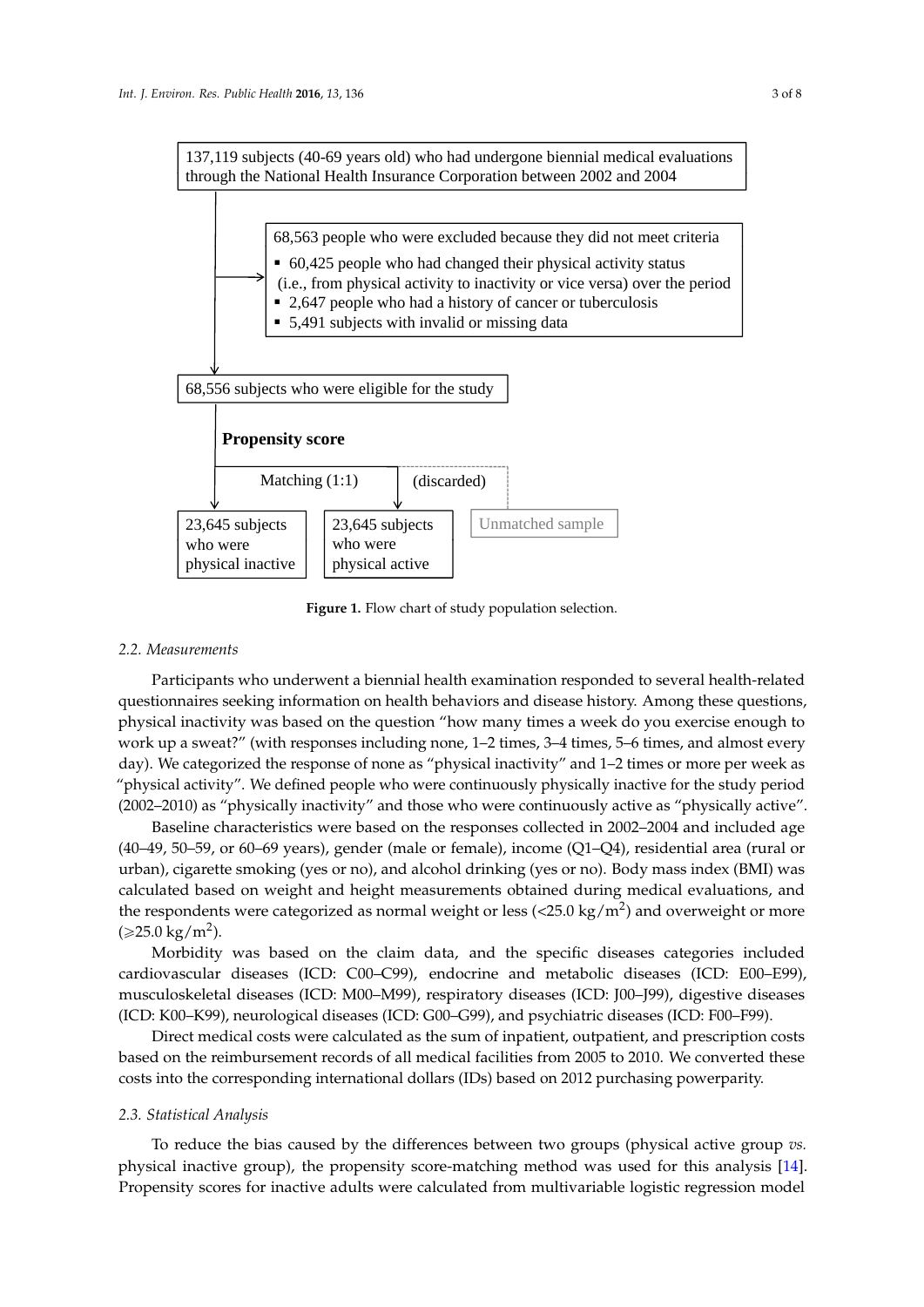137,119 subjects (40-69 years old) who had undergone biennial medical evaluations through the National Health Insurance Corporation between 2002 and 2004

68,563 people who were excluded because they did not meet criteria

- 60,425 people who had changed their physical activity status (i.e., from physical activity to inactivity or vice versa) over the period
- 2,647 people who had a history of cancer or tuberculosis
- 5,491 subjects with invalid or missing data

68,556 subjects who were eligible for the study

**Propensity score**

Matching (1:1)

(discarded)

23,645 subjects who were physical inactive

23,645 subjects who were physical active

Unmatched sample

**Figure 1.** Flow chart of study population selection.

### 2.2. Measurements

Participants who underwent a biennial health examination responded to several health-related questionnaires seeking information on health behaviors and disease history. Among these questions, physical inactivity was based on the question "how many times a week do you exercise enough to work up a sweat?" (with responses including none, 1–2 times, 3–4 times, 5–6 times, and almost every day). We categorized the response of none as "physical inactivity" and 1–2 times or more per week as "physical activity". We defined people who were continuously physically inactive for the study period (2002–2010) as "physically inactivity" and those who were continuously active as "physically active".

Baseline characteristics were based on the responses collected in 2002–2004 and included age (40–49, 50–59, or 60–69 years), gender (male or female), income (Q1–Q4), residential area (rural or urban), cigarette smoking (yes or no), and alcohol drinking (yes or no). Body mass index (BMI) was calculated based on weight and height measurements obtained during medical evaluations, and the respondents were categorized as normal weight or less ($<25.0$ kg/m$^2$) and overweight or more ($\geqslant 25.0$ kg/m$^2$).

Morbidity was based on the claim data, and the specific diseases categories included cardiovascular diseases (ICD: C00–C99), endocrine and metabolic diseases (ICD: E00–E99), musculoskeletal diseases (ICD: M00–M99), respiratory diseases (ICD: J00–J99), digestive diseases (ICD: K00–K99), neurological diseases (ICD: G00–G99), and psychiatric diseases (ICD: F00–F99).

Direct medical costs were calculated as the sum of inpatient, outpatient, and prescription costs based on the reimbursement records of all medical facilities from 2005 to 2010. We converted these costs into the corresponding international dollars (IDs) based on 2012 purchasing powerparity.

### 2.3. Statistical Analysis

To reduce the bias caused by the differences between two groups (physical active group *vs.* physical inactive group), the propensity score-matching method was used for this analysis [14]. Propensity scores for inactive adults were calculated from multivariable logistic regression model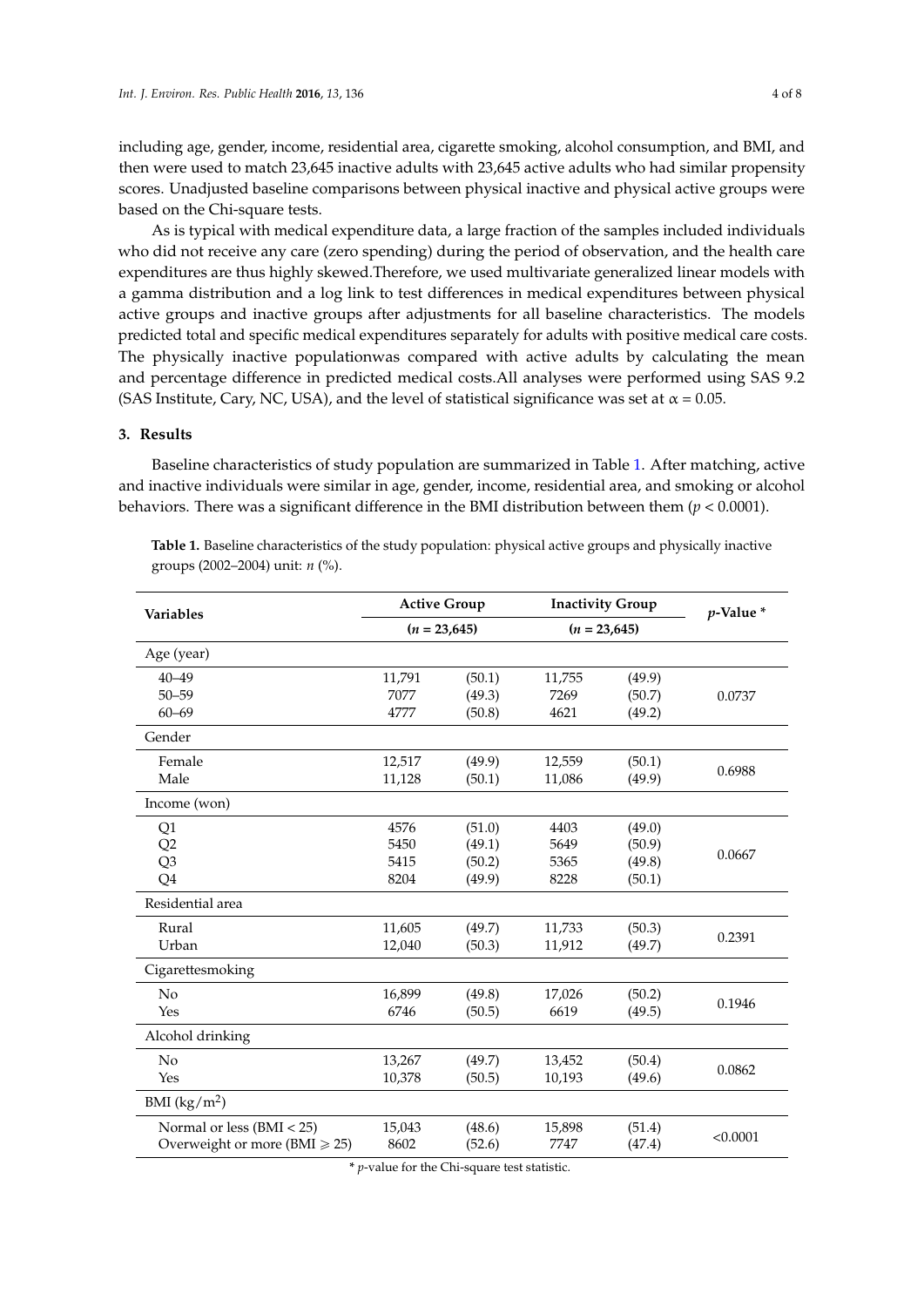including age, gender, income, residential area, cigarette smoking, alcohol consumption, and BMI, and then were used to match 23,645 inactive adults with 23,645 active adults who had similar propensity scores. Unadjusted baseline comparisons between physical inactive and physical active groups were based on the Chi-square tests.

As is typical with medical expenditure data, a large fraction of the samples included individuals who did not receive any care (zero spending) during the period of observation, and the health care expenditures are thus highly skewed.Therefore, we used multivariate generalized linear models with a gamma distribution and a log link to test differences in medical expenditures between physical active groups and inactive groups after adjustments for all baseline characteristics. The models predicted total and specific medical expenditures separately for adults with positive medical care costs. The physically inactive populationwas compared with active adults by calculating the mean and percentage difference in predicted medical costs.All analyses were performed using SAS 9.2 (SAS Institute, Cary, NC, USA), and the level of statistical significance was set at $\alpha = 0.05$.

## 3. Results

Baseline characteristics of study population are summarized in Table 1. After matching, active and inactive individuals were similar in age, gender, income, residential area, and smoking or alcohol behaviors. There was a significant difference in the BMI distribution between them ($p < 0.0001$).

**Table 1.** Baseline characteristics of the study population: physical active groups and physically inactive groups (2002–2004) unit: *n* (%).

| Variables | Active Group | | Inactivity Group | | *p*-Value * |
|---|---|---|---|---|---|
| | (*n* = 23,645) | | (*n* = 23,645) | | |
| Age (year) | | | | | |
| 40–49 | 11,791 | (50.1) | 11,755 | (49.9) | 0.0737 |
| 50–59 | 7077 | (49.3) | 7269 | (50.7) | |
| 60–69 | 4777 | (50.8) | 4621 | (49.2) | |
| Gender | | | | | |
| Female | 12,517 | (49.9) | 12,559 | (50.1) | 0.6988 |
| Male | 11,128 | (50.1) | 11,086 | (49.9) | |
| Income (won) | | | | | |
| Q1 | 4576 | (51.0) | 4403 | (49.0) | 0.0667 |
| Q2 | 5450 | (49.1) | 5649 | (50.9) | |
| Q3 | 5415 | (50.2) | 5365 | (49.8) | |
| Q4 | 8204 | (49.9) | 8228 | (50.1) | |
| Residential area | | | | | |
| Rural | 11,605 | (49.7) | 11,733 | (50.3) | 0.2391 |
| Urban | 12,040 | (50.3) | 11,912 | (49.7) | |
| Cigarettesmoking | | | | | |
| No | 16,899 | (49.8) | 17,026 | (50.2) | 0.1946 |
| Yes | 6746 | (50.5) | 6619 | (49.5) | |
| Alcohol drinking | | | | | |
| No | 13,267 | (49.7) | 13,452 | (50.4) | 0.0862 |
| Yes | 10,378 | (50.5) | 10,193 | (49.6) | |
| BMI (kg/m$^2$) | | | | | |
| Normal or less (BMI < 25) | 15,043 | (48.6) | 15,898 | (51.4) | <0.0001 |
| Overweight or more (BMI ⩾ 25) | 8602 | (52.6) | 7747 | (47.4) | |

\* *p*-value for the Chi-square test statistic.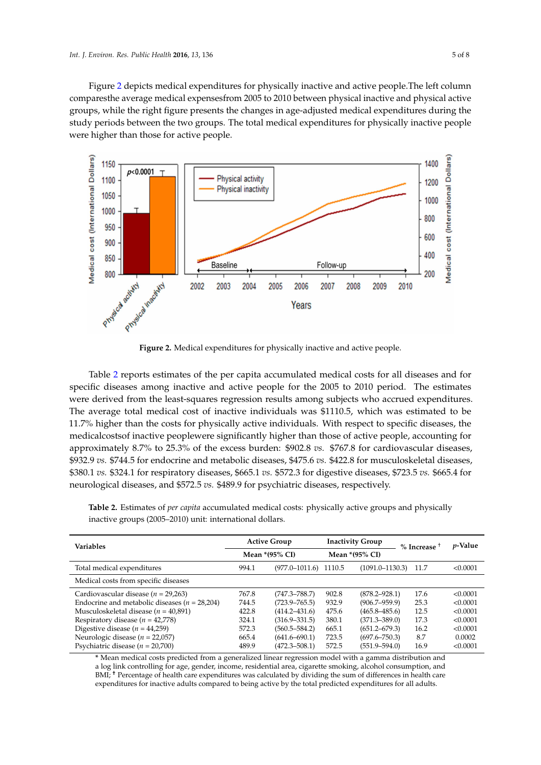Figure 2 depicts medical expenditures for physically inactive and active people.The left column comparesthe average medical expensesfrom 2005 to 2010 between physical inactive and physical active groups, while the right figure presents the changes in age-adjusted medical expenditures during the study periods between the two groups. The total medical expenditures for physically inactive people were higher than those for active people.

**Figure 2.** Medical expenditures for physically inactive and active people.

Table 2 reports estimates of the per capita accumulated medical costs for all diseases and for specific diseases among inactive and active people for the 2005 to 2010 period. The estimates were derived from the least-squares regression results among subjects who accrued expenditures. The average total medical cost of inactive individuals was $1110.5, which was estimated to be 11.7% higher than the costs for physically active individuals. With respect to specific diseases, the medicalcostsof inactive peoplewere significantly higher than those of active people, accounting for approximately 8.7% to 25.3% of the excess burden: $902.8 *vs.* $767.8 for cardiovascular diseases, $932.9 *vs.* $744.5 for endocrine and metabolic diseases, $475.6 *vs.* $422.8 for musculoskeletal diseases, $380.1 *vs.* $324.1 for respiratory diseases, $665.1 *vs.* $572.3 for digestive diseases, $723.5 *vs.* $665.4 for neurological diseases, and $572.5 *vs.* $489.9 for psychiatric diseases, respectively.

**Table 2.** Estimates of *per capita* accumulated medical costs: physically active groups and physically inactive groups (2005–2010) unit: international dollars.

| Variables | Active Group | | Inactivity Group | | % Increase [†] | *p*-Value |
|---|---|---|---|---|---|---|
| | Mean *(95% CI) | | Mean *(95% CI) | | | |
| Total medical expenditures | 994.1 | (977.0–1011.6) | 1110.5 | (1091.0–1130.3) | 11.7 | <0.0001 |
| Medical costs from specific diseases | | | | | | |
| Cardiovascular disease (*n* = 29,263) | 767.8 | (747.3–788.7) | 902.8 | (878.2–928.1) | 17.6 | <0.0001 |
| Endocrine and metabolic diseases (*n* = 28,204) | 744.5 | (723.9–765.5) | 932.9 | (906.7–959.9) | 25.3 | <0.0001 |
| Musculoskeletal disease (*n* = 40,891) | 422.8 | (414.2–431.6) | 475.6 | (465.8–485.6) | 12.5 | <0.0001 |
| Respiratory disease (*n* = 42,778) | 324.1 | (316.9–331.5) | 380.1 | (371.3–389.0) | 17.3 | <0.0001 |
| Digestive disease (*n* = 44,259) | 572.3 | (560.5–584.2) | 665.1 | (651.2–679.3) | 16.2 | <0.0001 |
| Neurologic disease (*n* = 22,057) | 665.4 | (641.6–690.1) | 723.5 | (697.6–750.3) | 8.7 | 0.0002 |
| Psychiatric disease (*n* = 20,700) | 489.9 | (472.3–508.1) | 572.5 | (551.9–594.0) | 16.9 | <0.0001 |

* Mean medical costs predicted from a generalized linear regression model with a gamma distribution and a log link controlling for age, gender, income, residential area, cigarette smoking, alcohol consumption, and BMI; [†] Percentage of health care expenditures was calculated by dividing the sum of differences in health care expenditures for inactive adults compared to being active by the total predicted expenditures for all adults.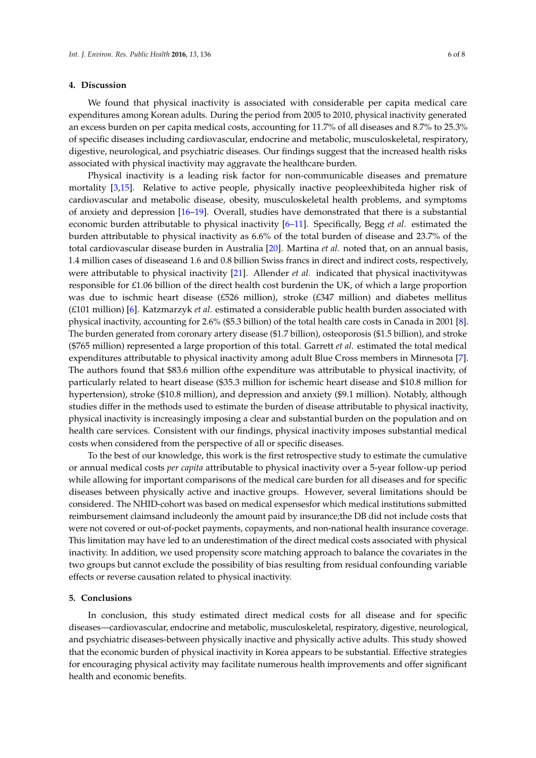## 4. Discussion

We found that physical inactivity is associated with considerable per capita medical care expenditures among Korean adults. During the period from 2005 to 2010, physical inactivity generated an excess burden on per capita medical costs, accounting for 11.7% of all diseases and 8.7% to 25.3% of specific diseases including cardiovascular, endocrine and metabolic, musculoskeletal, respiratory, digestive, neurological, and psychiatric diseases. Our findings suggest that the increased health risks associated with physical inactivity may aggravate the healthcare burden.

Physical inactivity is a leading risk factor for non-communicable diseases and premature mortality [3,15]. Relative to active people, physically inactive peopleexhibiteda higher risk of cardiovascular and metabolic disease, obesity, musculoskeletal health problems, and symptoms of anxiety and depression [16–19]. Overall, studies have demonstrated that there is a substantial economic burden attributable to physical inactivity [6–11]. Specifically, Begg *et al.* estimated the burden attributable to physical inactivity as 6.6% of the total burden of disease and 23.7% of the total cardiovascular disease burden in Australia [20]. Martina *et al.* noted that, on an annual basis, 1.4 million cases of diseaseand 1.6 and 0.8 billion Swiss francs in direct and indirect costs, respectively, were attributable to physical inactivity [21]. Allender *et al.* indicated that physical inactivitywas responsible for £1.06 billion of the direct health cost burdenin the UK, of which a large proportion was due to ischmic heart disease (£526 million), stroke (£347 million) and diabetes mellitus (£101 million) [6]. Katzmarzyk *et al.* estimated a considerable public health burden associated with physical inactivity, accounting for 2.6% ($5.3 billion) of the total health care costs in Canada in 2001 [8]. The burden generated from coronary artery disease ($1.7 billion), osteoporosis ($1.5 billion), and stroke ($765 million) represented a large proportion of this total. Garrett *et al.* estimated the total medical expenditures attributable to physical inactivity among adult Blue Cross members in Minnesota [7]. The authors found that $83.6 million ofthe expenditure was attributable to physical inactivity, of particularly related to heart disease ($35.3 million for ischemic heart disease and $10.8 million for hypertension), stroke ($10.8 million), and depression and anxiety ($9.1 million). Notably, although studies differ in the methods used to estimate the burden of disease attributable to physical inactivity, physical inactivity is increasingly imposing a clear and substantial burden on the population and on health care services. Consistent with our findings, physical inactivity imposes substantial medical costs when considered from the perspective of all or specific diseases.

To the best of our knowledge, this work is the first retrospective study to estimate the cumulative or annual medical costs *per capita* attributable to physical inactivity over a 5-year follow-up period while allowing for important comparisons of the medical care burden for all diseases and for specific diseases between physically active and inactive groups. However, several limitations should be considered. The NHID-cohort was based on medical expensesfor which medical institutions submitted reimbursement claimsand includeonly the amount paid by insurance;the DB did not include costs that were not covered or out-of-pocket payments, copayments, and non-national health insurance coverage. This limitation may have led to an underestimation of the direct medical costs associated with physical inactivity. In addition, we used propensity score matching approach to balance the covariates in the two groups but cannot exclude the possibility of bias resulting from residual confounding variable effects or reverse causation related to physical inactivity.

## 5. Conclusions

In conclusion, this study estimated direct medical costs for all disease and for specific diseases—cardiovascular, endocrine and metabolic, musculoskeletal, respiratory, digestive, neurological, and psychiatric diseases-between physically inactive and physically active adults. This study showed that the economic burden of physical inactivity in Korea appears to be substantial. Effective strategies for encouraging physical activity may facilitate numerous health improvements and offer significant health and economic benefits.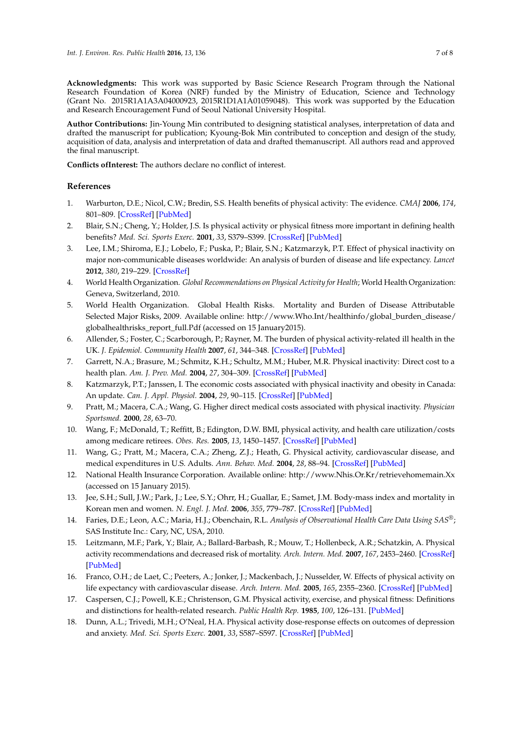**Acknowledgments:** This work was supported by Basic Science Research Program through the National Research Foundation of Korea (NRF) funded by the Ministry of Education, Science and Technology (Grant No. 2015R1A1A3A04000923, 2015R1D1A1A01059048). This work was supported by the Education and Research Encouragement Fund of Seoul National University Hospital.

**Author Contributions:** Jin-Young Min contributed to designing statistical analyses, interpretation of data and drafted the manuscript for publication; Kyoung-Bok Min contributed to conception and design of the study, acquisition of data, analysis and interpretation of data and drafted themanuscript. All authors read and approved the final manuscript.

**Conflicts ofInterest:** The authors declare no conflict of interest.

## References

1. Warburton, D.E.; Nicol, C.W.; Bredin, S.S. Health benefits of physical activity: The evidence. *CMAJ* **2006**, *174*, 801–809. [CrossRef] [PubMed]
2. Blair, S.N.; Cheng, Y.; Holder, J.S. Is physical activity or physical fitness more important in defining health benefits? *Med. Sci. Sports Exerc.* **2001**, *33*, S379–S399. [CrossRef] [PubMed]
3. Lee, I.M.; Shiroma, E.J.; Lobelo, F.; Puska, P.; Blair, S.N.; Katzmarzyk, P.T. Effect of physical inactivity on major non-communicable diseases worldwide: An analysis of burden of disease and life expectancy. *Lancet* **2012**, *380*, 219–229. [CrossRef]
4. World Health Organization. *Global Recommendations on Physical Activity for Health*; World Health Organization: Geneva, Switzerland, 2010.
5. World Health Organization. Global Health Risks. Mortality and Burden of Disease Attributable Selected Major Risks, 2009. Available online: http://www.Who.Int/healthinfo/global_burden_disease/globalhealthrisks_report_full.Pdf (accessed on 15 January2015).
6. Allender, S.; Foster, C.; Scarborough, P.; Rayner, M. The burden of physical activity-related ill health in the UK. *J. Epidemiol. Community Health* **2007**, *61*, 344–348. [CrossRef] [PubMed]
7. Garrett, N.A.; Brasure, M.; Schmitz, K.H.; Schultz, M.M.; Huber, M.R. Physical inactivity: Direct cost to a health plan. *Am. J. Prev. Med.* **2004**, *27*, 304–309. [CrossRef] [PubMed]
8. Katzmarzyk, P.T.; Janssen, I. The economic costs associated with physical inactivity and obesity in Canada: An update. *Can. J. Appl. Physiol.* **2004**, *29*, 90–115. [CrossRef] [PubMed]
9. Pratt, M.; Macera, C.A.; Wang, G. Higher direct medical costs associated with physical inactivity. *Physician Sportsmed.* **2000**, *28*, 63–70.
10. Wang, F.; McDonald, T.; Reffitt, B.; Edington, D.W. BMI, physical activity, and health care utilization/costs among medicare retirees. *Obes. Res.* **2005**, *13*, 1450–1457. [CrossRef] [PubMed]
11. Wang, G.; Pratt, M.; Macera, C.A.; Zheng, Z.J.; Heath, G. Physical activity, cardiovascular disease, and medical expenditures in U.S. Adults. *Ann. Behav. Med.* **2004**, *28*, 88–94. [CrossRef] [PubMed]
12. National Health Insurance Corporation. Available online: http://www.Nhis.Or.Kr/retrievehomemain.Xx (accessed on 15 January 2015).
13. Jee, S.H.; Sull, J.W.; Park, J.; Lee, S.Y.; Ohrr, H.; Guallar, E.; Samet, J.M. Body-mass index and mortality in Korean men and women. *N. Engl. J. Med.* **2006**, *355*, 779–787. [CrossRef] [PubMed]
14. Faries, D.E.; Leon, A.C.; Maria, H.J.; Obenchain, R.L. *Analysis of Observational Health Care Data Using SAS*®; SAS Institute Inc.: Cary, NC, USA, 2010.
15. Leitzmann, M.F.; Park, Y.; Blair, A.; Ballard-Barbash, R.; Mouw, T.; Hollenbeck, A.R.; Schatzkin, A. Physical activity recommendations and decreased risk of mortality. *Arch. Intern. Med.* **2007**, *167*, 2453–2460. [CrossRef] [PubMed]
16. Franco, O.H.; de Laet, C.; Peeters, A.; Jonker, J.; Mackenbach, J.; Nusselder, W. Effects of physical activity on life expectancy with cardiovascular disease. *Arch. Intern. Med.* **2005**, *165*, 2355–2360. [CrossRef] [PubMed]
17. Caspersen, C.J.; Powell, K.E.; Christenson, G.M. Physical activity, exercise, and physical fitness: Definitions and distinctions for health-related research. *Public Health Rep.* **1985**, *100*, 126–131. [PubMed]
18. Dunn, A.L.; Trivedi, M.H.; O'Neal, H.A. Physical activity dose-response effects on outcomes of depression and anxiety. *Med. Sci. Sports Exerc.* **2001**, *33*, S587–S597. [CrossRef] [PubMed]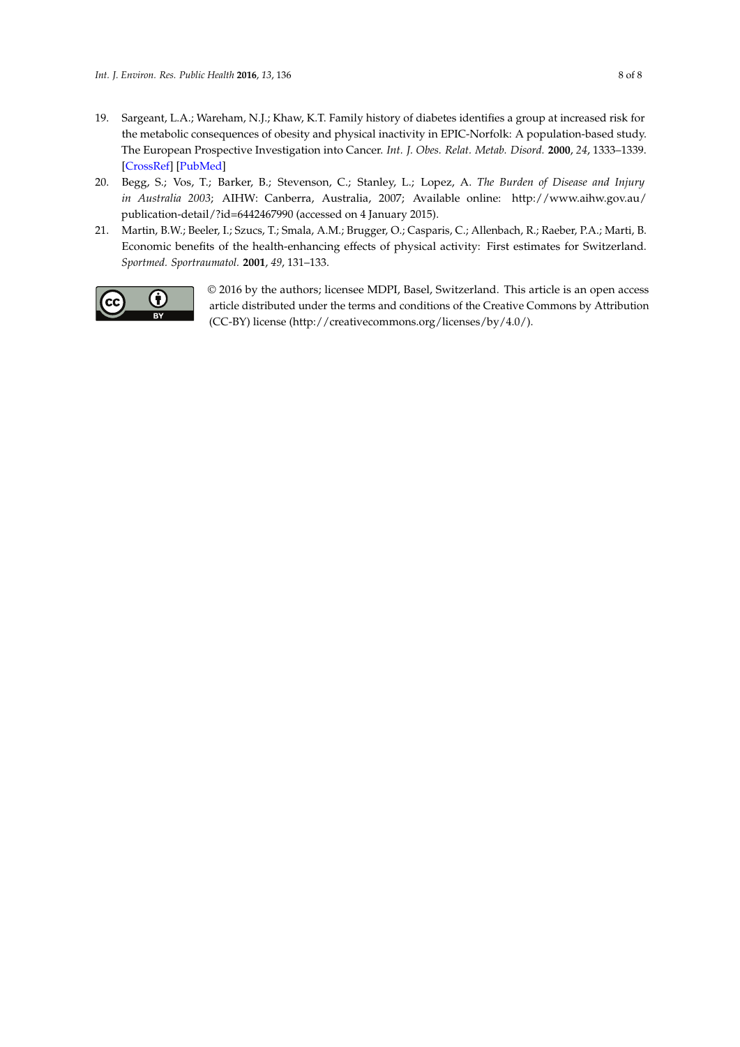19. Sargeant, L.A.; Wareham, N.J.; Khaw, K.T. Family history of diabetes identifies a group at increased risk for the metabolic consequences of obesity and physical inactivity in EPIC-Norfolk: A population-based study. The European Prospective Investigation into Cancer. *Int. J. Obes. Relat. Metab. Disord.* **2000**, *24*, 1333–1339. [CrossRef] [PubMed]
20. Begg, S.; Vos, T.; Barker, B.; Stevenson, C.; Stanley, L.; Lopez, A. *The Burden of Disease and Injury in Australia 2003*; AIHW: Canberra, Australia, 2007; Available online: http://www.aihw.gov.au/publication-detail/?id=6442467990 (accessed on 4 January 2015).
21. Martin, B.W.; Beeler, I.; Szucs, T.; Smala, A.M.; Brugger, O.; Casparis, C.; Allenbach, R.; Raeber, P.A.; Marti, B. Economic benefits of the health-enhancing effects of physical activity: First estimates for Switzerland. *Sportmed. Sportraumatol.* **2001**, *49*, 131–133.

© 2016 by the authors; licensee MDPI, Basel, Switzerland. This article is an open access article distributed under the terms and conditions of the Creative Commons by Attribution (CC-BY) license (http://creativecommons.org/licenses/by/4.0/).